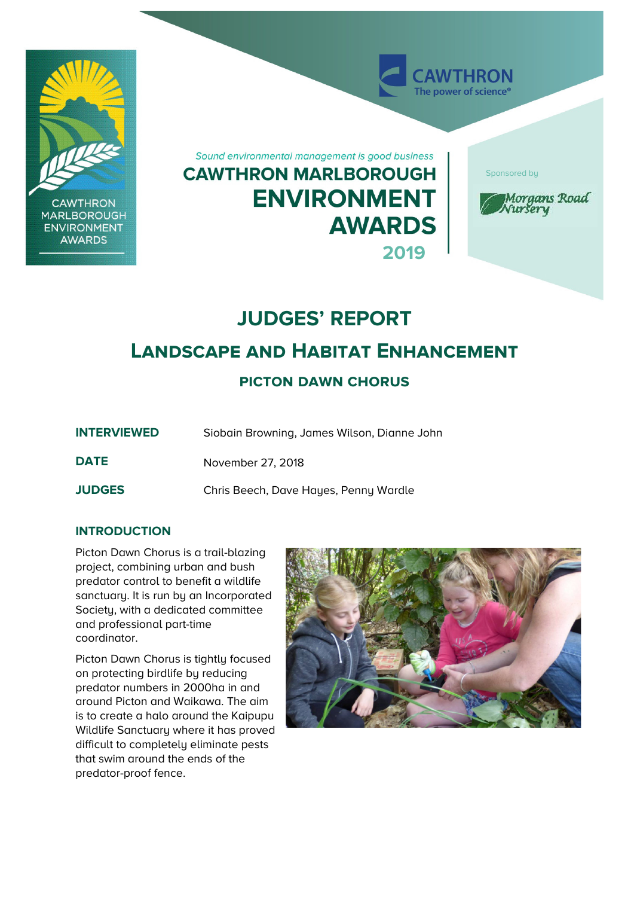CAWTHRON MARLBOROUGH ENVIRONMENT AWARDS

CAWTHRON The power of science®

*Sound environmental management is good business*

# CAWTHRON MARLBOROUGH ENVIRONMENT AWARDS 2019

Sponsored by Morgans Road Nursery

# JUDGES' REPORT

## LANDSCAPE AND HABITAT ENHANCEMENT

### PICTON DAWN CHORUS

| | |
|---|---|
| **INTERVIEWED** | Siobain Browning, James Wilson, Dianne John |
| **DATE** | November 27, 2018 |
| **JUDGES** | Chris Beech, Dave Hayes, Penny Wardle |

### INTRODUCTION

Picton Dawn Chorus is a trail-blazing project, combining urban and bush predator control to benefit a wildlife sanctuary. It is run by an Incorporated Society, with a dedicated committee and professional part-time coordinator.

Picton Dawn Chorus is tightly focused on protecting birdlife by reducing predator numbers in 2000ha in and around Picton and Waikawa. The aim is to create a halo around the Kaipupu Wildlife Sanctuary where it has proved difficult to completely eliminate pests that swim around the ends of the predator-proof fence.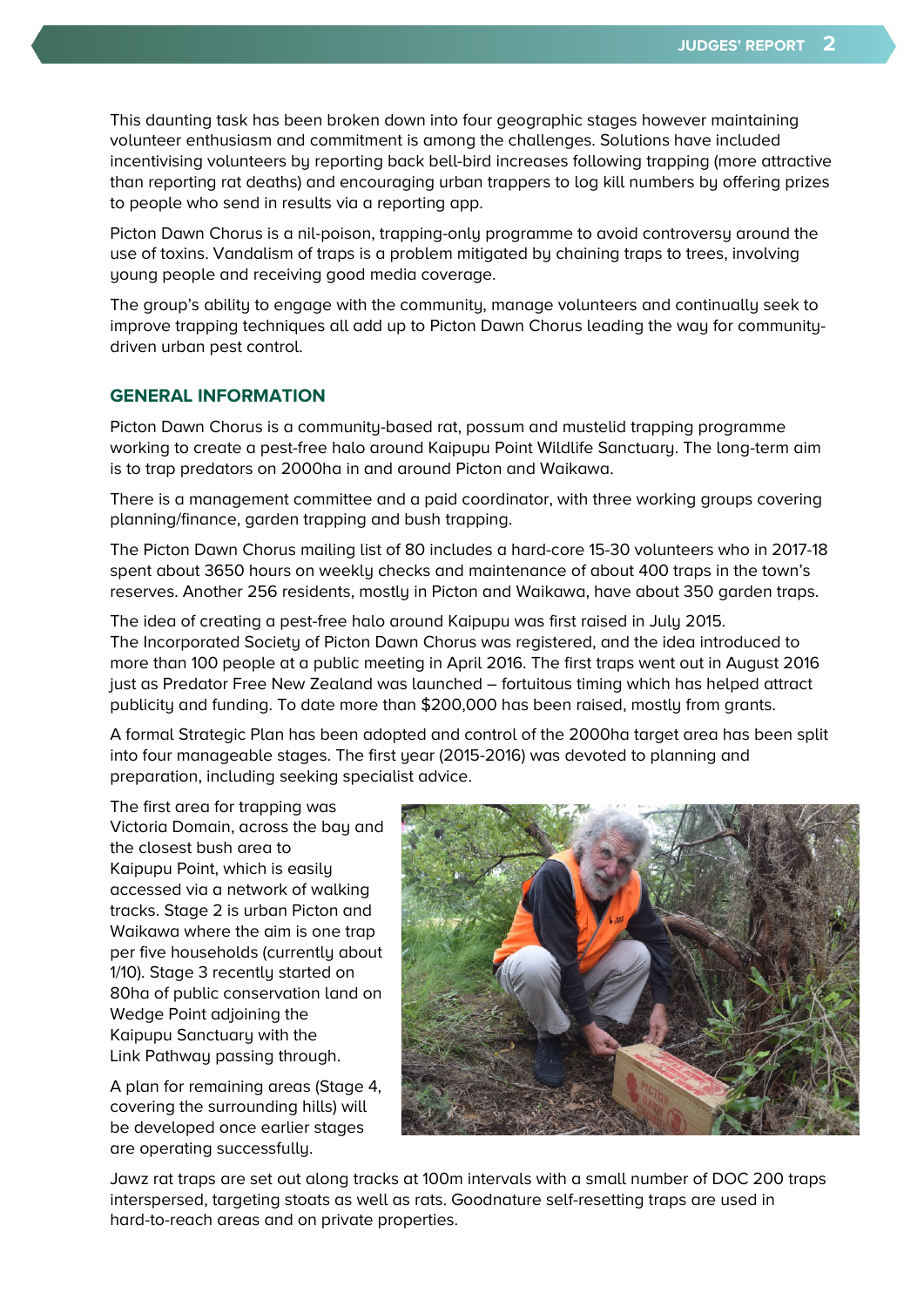This daunting task has been broken down into four geographic stages however maintaining volunteer enthusiasm and commitment is among the challenges. Solutions have included incentivising volunteers by reporting back bell-bird increases following trapping (more attractive than reporting rat deaths) and encouraging urban trappers to log kill numbers by offering prizes to people who send in results via a reporting app.

Picton Dawn Chorus is a nil-poison, trapping-only programme to avoid controversy around the use of toxins. Vandalism of traps is a problem mitigated by chaining traps to trees, involving young people and receiving good media coverage.

The group's ability to engage with the community, manage volunteers and continually seek to improve trapping techniques all add up to Picton Dawn Chorus leading the way for community-driven urban pest control.

## GENERAL INFORMATION

Picton Dawn Chorus is a community-based rat, possum and mustelid trapping programme working to create a pest-free halo around Kaipupu Point Wildlife Sanctuary. The long-term aim is to trap predators on 2000ha in and around Picton and Waikawa.

There is a management committee and a paid coordinator, with three working groups covering planning/finance, garden trapping and bush trapping.

The Picton Dawn Chorus mailing list of 80 includes a hard-core 15-30 volunteers who in 2017-18 spent about 3650 hours on weekly checks and maintenance of about 400 traps in the town's reserves. Another 256 residents, mostly in Picton and Waikawa, have about 350 garden traps.

The idea of creating a pest-free halo around Kaipupu was first raised in July 2015. The Incorporated Society of Picton Dawn Chorus was registered, and the idea introduced to more than 100 people at a public meeting in April 2016. The first traps went out in August 2016 just as Predator Free New Zealand was launched – fortuitous timing which has helped attract publicity and funding. To date more than $200,000 has been raised, mostly from grants.

A formal Strategic Plan has been adopted and control of the 2000ha target area has been split into four manageable stages. The first year (2015-2016) was devoted to planning and preparation, including seeking specialist advice.

The first area for trapping was Victoria Domain, across the bay and the closest bush area to Kaipupu Point, which is easily accessed via a network of walking tracks. Stage 2 is urban Picton and Waikawa where the aim is one trap per five households (currently about 1/10). Stage 3 recently started on 80ha of public conservation land on Wedge Point adjoining the Kaipupu Sanctuary with the Link Pathway passing through.

A plan for remaining areas (Stage 4, covering the surrounding hills) will be developed once earlier stages are operating successfully.

Jawz rat traps are set out along tracks at 100m intervals with a small number of DOC 200 traps interspersed, targeting stoats as well as rats. Goodnature self-resetting traps are used in hard-to-reach areas and on private properties.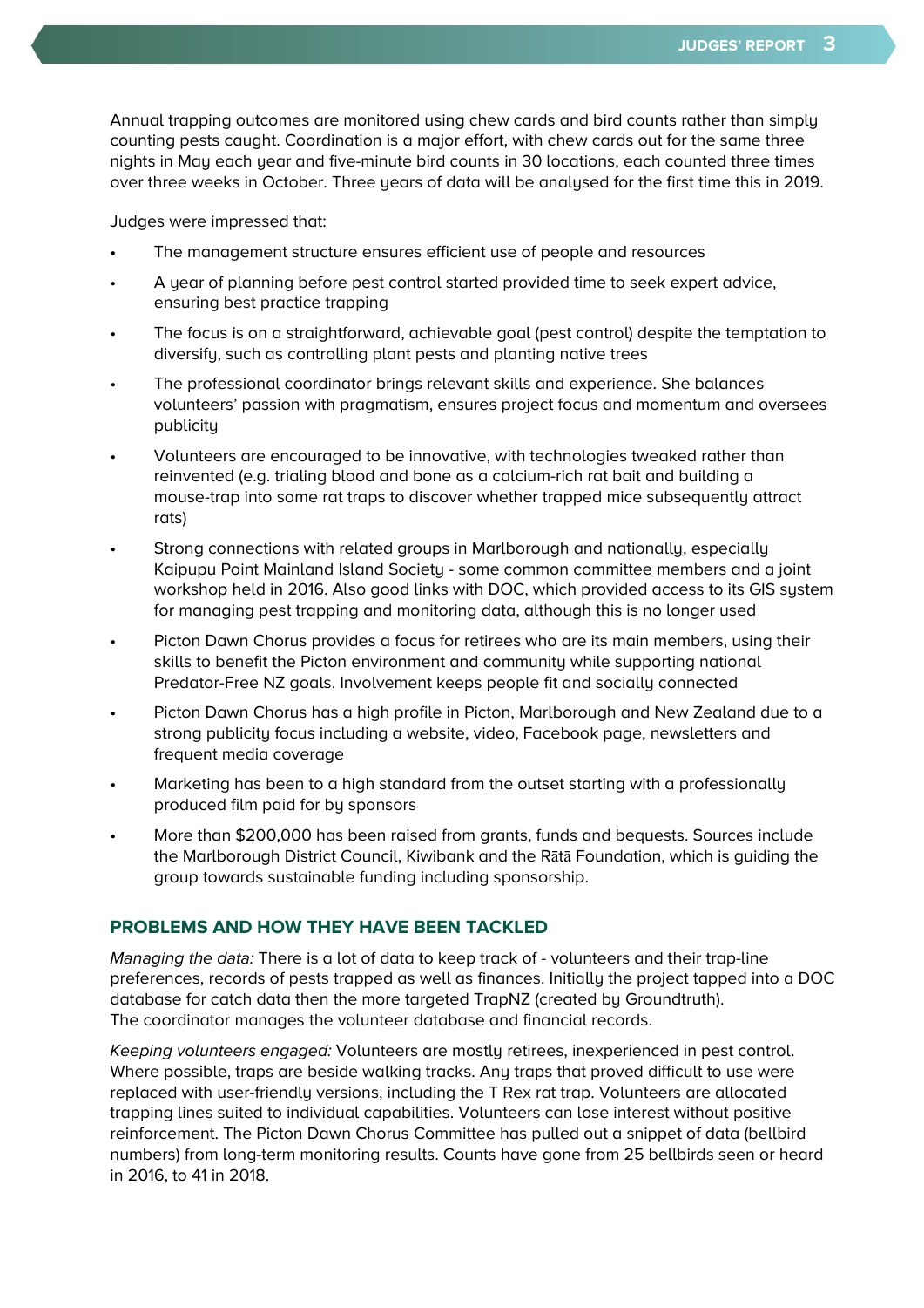Annual trapping outcomes are monitored using chew cards and bird counts rather than simply counting pests caught. Coordination is a major effort, with chew cards out for the same three nights in May each year and five-minute bird counts in 30 locations, each counted three times over three weeks in October. Three years of data will be analysed for the first time this in 2019.

Judges were impressed that:

- The management structure ensures efficient use of people and resources
- A year of planning before pest control started provided time to seek expert advice, ensuring best practice trapping
- The focus is on a straightforward, achievable goal (pest control) despite the temptation to diversify, such as controlling plant pests and planting native trees
- The professional coordinator brings relevant skills and experience. She balances volunteers' passion with pragmatism, ensures project focus and momentum and oversees publicity
- Volunteers are encouraged to be innovative, with technologies tweaked rather than reinvented (e.g. trialing blood and bone as a calcium-rich rat bait and building a mouse-trap into some rat traps to discover whether trapped mice subsequently attract rats)
- Strong connections with related groups in Marlborough and nationally, especially Kaipupu Point Mainland Island Society - some common committee members and a joint workshop held in 2016. Also good links with DOC, which provided access to its GIS system for managing pest trapping and monitoring data, although this is no longer used
- Picton Dawn Chorus provides a focus for retirees who are its main members, using their skills to benefit the Picton environment and community while supporting national Predator-Free NZ goals. Involvement keeps people fit and socially connected
- Picton Dawn Chorus has a high profile in Picton, Marlborough and New Zealand due to a strong publicity focus including a website, video, Facebook page, newsletters and frequent media coverage
- Marketing has been to a high standard from the outset starting with a professionally produced film paid for by sponsors
- More than $200,000 has been raised from grants, funds and bequests. Sources include the Marlborough District Council, Kiwibank and the Rātā Foundation, which is guiding the group towards sustainable funding including sponsorship.

## PROBLEMS AND HOW THEY HAVE BEEN TACKLED

*Managing the data:* There is a lot of data to keep track of - volunteers and their trap-line preferences, records of pests trapped as well as finances. Initially the project tapped into a DOC database for catch data then the more targeted TrapNZ (created by Groundtruth). The coordinator manages the volunteer database and financial records.

*Keeping volunteers engaged:* Volunteers are mostly retirees, inexperienced in pest control. Where possible, traps are beside walking tracks. Any traps that proved difficult to use were replaced with user-friendly versions, including the T Rex rat trap. Volunteers are allocated trapping lines suited to individual capabilities. Volunteers can lose interest without positive reinforcement. The Picton Dawn Chorus Committee has pulled out a snippet of data (bellbird numbers) from long-term monitoring results. Counts have gone from 25 bellbirds seen or heard in 2016, to 41 in 2018.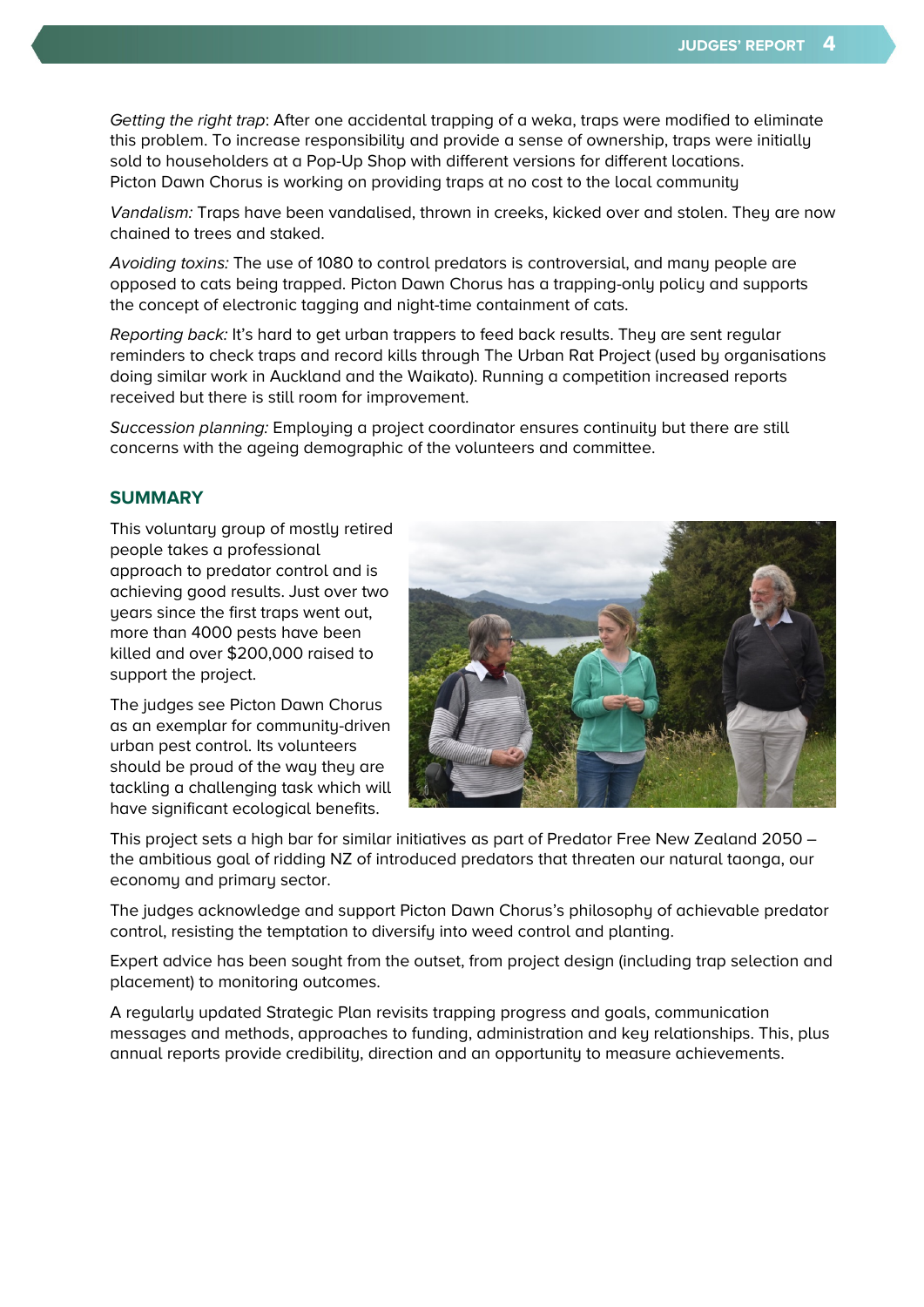*Getting the right trap*: After one accidental trapping of a weka, traps were modified to eliminate this problem. To increase responsibility and provide a sense of ownership, traps were initially sold to householders at a Pop-Up Shop with different versions for different locations. Picton Dawn Chorus is working on providing traps at no cost to the local community

*Vandalism:* Traps have been vandalised, thrown in creeks, kicked over and stolen. They are now chained to trees and staked.

*Avoiding toxins:* The use of 1080 to control predators is controversial, and many people are opposed to cats being trapped. Picton Dawn Chorus has a trapping-only policy and supports the concept of electronic tagging and night-time containment of cats.

*Reporting back:* It's hard to get urban trappers to feed back results. They are sent regular reminders to check traps and record kills through The Urban Rat Project (used by organisations doing similar work in Auckland and the Waikato). Running a competition increased reports received but there is still room for improvement.

*Succession planning:* Employing a project coordinator ensures continuity but there are still concerns with the ageing demographic of the volunteers and committee.

## SUMMARY

This voluntary group of mostly retired people takes a professional approach to predator control and is achieving good results. Just over two years since the first traps went out, more than 4000 pests have been killed and over $200,000 raised to support the project.

The judges see Picton Dawn Chorus as an exemplar for community-driven urban pest control. Its volunteers should be proud of the way they are tackling a challenging task which will have significant ecological benefits.

This project sets a high bar for similar initiatives as part of Predator Free New Zealand 2050 – the ambitious goal of ridding NZ of introduced predators that threaten our natural taonga, our economy and primary sector.

The judges acknowledge and support Picton Dawn Chorus's philosophy of achievable predator control, resisting the temptation to diversify into weed control and planting.

Expert advice has been sought from the outset, from project design (including trap selection and placement) to monitoring outcomes.

A regularly updated Strategic Plan revisits trapping progress and goals, communication messages and methods, approaches to funding, administration and key relationships. This, plus annual reports provide credibility, direction and an opportunity to measure achievements.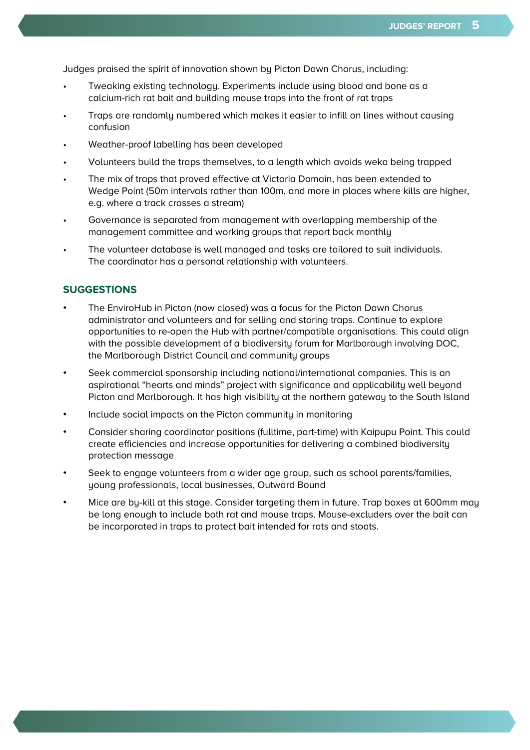Judges praised the spirit of innovation shown by Picton Dawn Chorus, including:

- Tweaking existing technology. Experiments include using blood and bone as a calcium-rich rat bait and building mouse traps into the front of rat traps
- Traps are randomly numbered which makes it easier to infill on lines without causing confusion
- Weather-proof labelling has been developed
- Volunteers build the traps themselves, to a length which avoids weka being trapped
- The mix of traps that proved effective at Victoria Domain, has been extended to Wedge Point (50m intervals rather than 100m, and more in places where kills are higher, e.g. where a track crosses a stream)
- Governance is separated from management with overlapping membership of the management committee and working groups that report back monthly
- The volunteer database is well managed and tasks are tailored to suit individuals. The coordinator has a personal relationship with volunteers.

## SUGGESTIONS

- The EnviroHub in Picton (now closed) was a focus for the Picton Dawn Chorus administrator and volunteers and for selling and storing traps. Continue to explore opportunities to re-open the Hub with partner/compatible organisations. This could align with the possible development of a biodiversity forum for Marlborough involving DOC, the Marlborough District Council and community groups
- Seek commercial sponsorship including national/international companies. This is an aspirational "hearts and minds" project with significance and applicability well beyond Picton and Marlborough. It has high visibility at the northern gateway to the South Island
- Include social impacts on the Picton community in monitoring
- Consider sharing coordinator positions (fulltime, part-time) with Kaipupu Point. This could create efficiencies and increase opportunities for delivering a combined biodiversity protection message
- Seek to engage volunteers from a wider age group, such as school parents/families, young professionals, local businesses, Outward Bound
- Mice are by-kill at this stage. Consider targeting them in future. Trap boxes at 600mm may be long enough to include both rat and mouse traps. Mouse-excluders over the bait can be incorporated in traps to protect bait intended for rats and stoats.